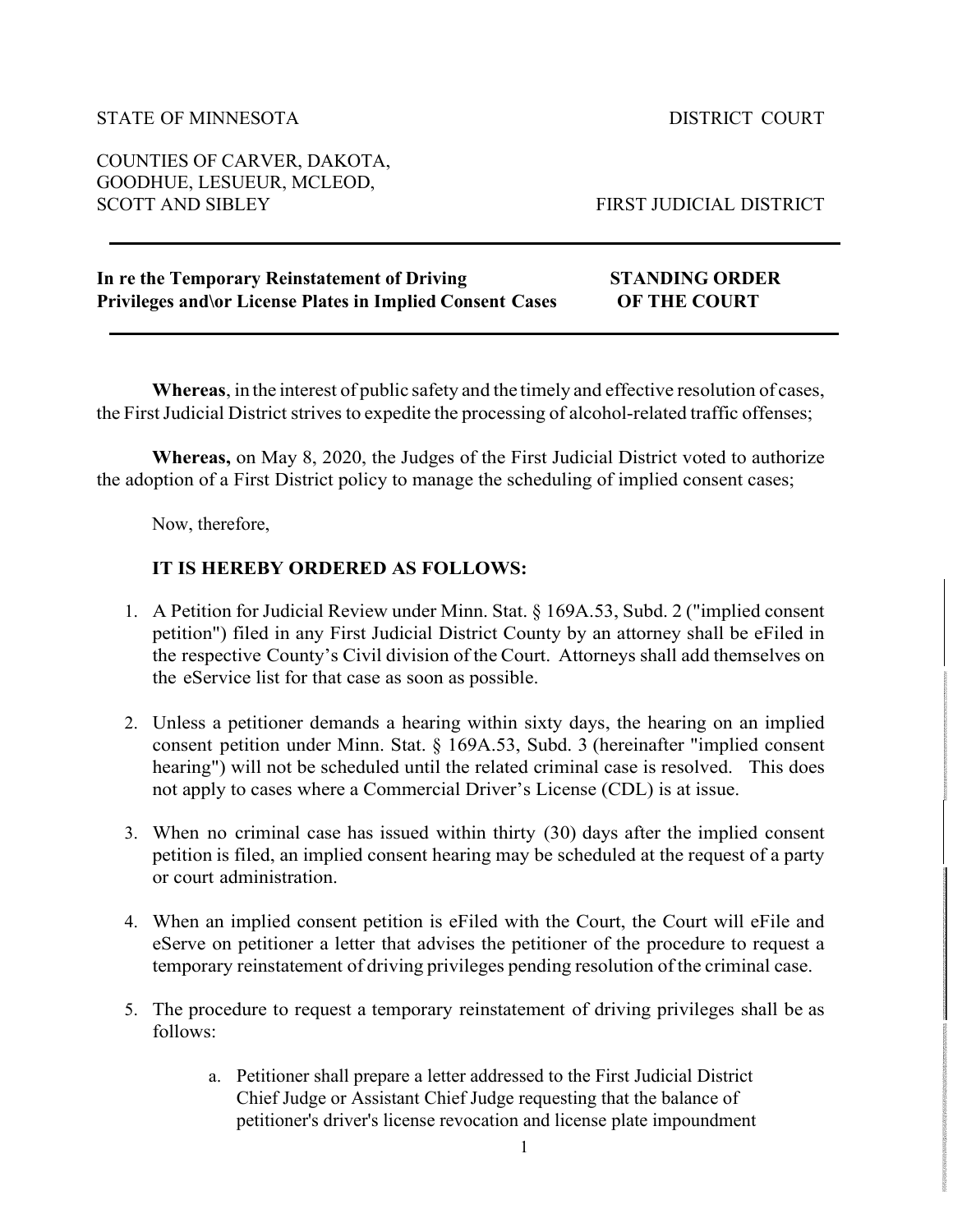STATE OF MINNESOTA DISTRICT COURT

COUNTIES OF CARVER, DAKOTA, GOODHUE, LESUEUR, MCLEOD, SCOTT AND SIBLEY FIRST JUDICIAL DISTRICT

---

**In re the Temporary Reinstatement of Driving Privileges and\or License Plates in Implied Consent Cases** **STANDING ORDER OF THE COURT**

---

**Whereas**, in the interest of public safety and the timely and effective resolution of cases, the First Judicial District strives to expedite the processing of alcohol-related traffic offenses;

**Whereas,** on May 8, 2020, the Judges of the First Judicial District voted to authorize the adoption of a First District policy to manage the scheduling of implied consent cases;

Now, therefore,

**IT IS HEREBY ORDERED AS FOLLOWS:**

1. A Petition for Judicial Review under Minn. Stat. § 169A.53, Subd. 2 ("implied consent petition") filed in any First Judicial District County by an attorney shall be eFiled in the respective County's Civil division of the Court. Attorneys shall add themselves on the eService list for that case as soon as possible.

2. Unless a petitioner demands a hearing within sixty days, the hearing on an implied consent petition under Minn. Stat. § 169A.53, Subd. 3 (hereinafter "implied consent hearing") will not be scheduled until the related criminal case is resolved. This does not apply to cases where a Commercial Driver's License (CDL) is at issue.

3. When no criminal case has issued within thirty (30) days after the implied consent petition is filed, an implied consent hearing may be scheduled at the request of a party or court administration.

4. When an implied consent petition is eFiled with the Court, the Court will eFile and eServe on petitioner a letter that advises the petitioner of the procedure to request a temporary reinstatement of driving privileges pending resolution of the criminal case.

5. The procedure to request a temporary reinstatement of driving privileges shall be as follows:

   a. Petitioner shall prepare a letter addressed to the First Judicial District Chief Judge or Assistant Chief Judge requesting that the balance of petitioner's driver's license revocation and license plate impoundment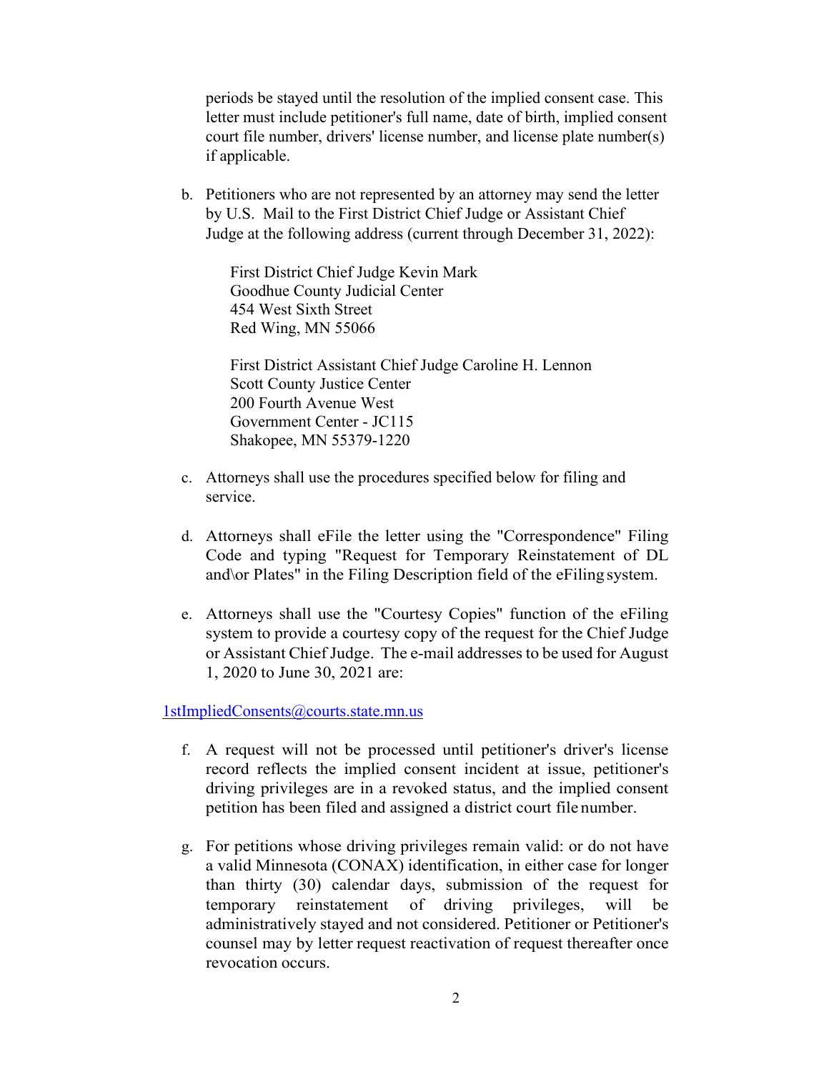periods be stayed until the resolution of the implied consent case. This letter must include petitioner's full name, date of birth, implied consent court file number, drivers' license number, and license plate number(s) if applicable.

b. Petitioners who are not represented by an attorney may send the letter by U.S. Mail to the First District Chief Judge or Assistant Chief Judge at the following address (current through December 31, 2022):

   First District Chief Judge Kevin Mark
   Goodhue County Judicial Center
   454 West Sixth Street
   Red Wing, MN 55066

   First District Assistant Chief Judge Caroline H. Lennon
   Scott County Justice Center
   200 Fourth Avenue West
   Government Center - JC115
   Shakopee, MN 55379-1220

c. Attorneys shall use the procedures specified below for filing and service.

d. Attorneys shall eFile the letter using the "Correspondence" Filing Code and typing "Request for Temporary Reinstatement of DL and\or Plates" in the Filing Description field of the eFiling system.

e. Attorneys shall use the "Courtesy Copies" function of the eFiling system to provide a courtesy copy of the request for the Chief Judge or Assistant Chief Judge. The e-mail addresses to be used for August 1, 2020 to June 30, 2021 are:

1stImpliedConsents@courts.state.mn.us

f. A request will not be processed until petitioner's driver's license record reflects the implied consent incident at issue, petitioner's driving privileges are in a revoked status, and the implied consent petition has been filed and assigned a district court file number.

g. For petitions whose driving privileges remain valid: or do not have a valid Minnesota (CONAX) identification, in either case for longer than thirty (30) calendar days, submission of the request for temporary reinstatement of driving privileges, will be administratively stayed and not considered. Petitioner or Petitioner's counsel may by letter request reactivation of request thereafter once revocation occurs.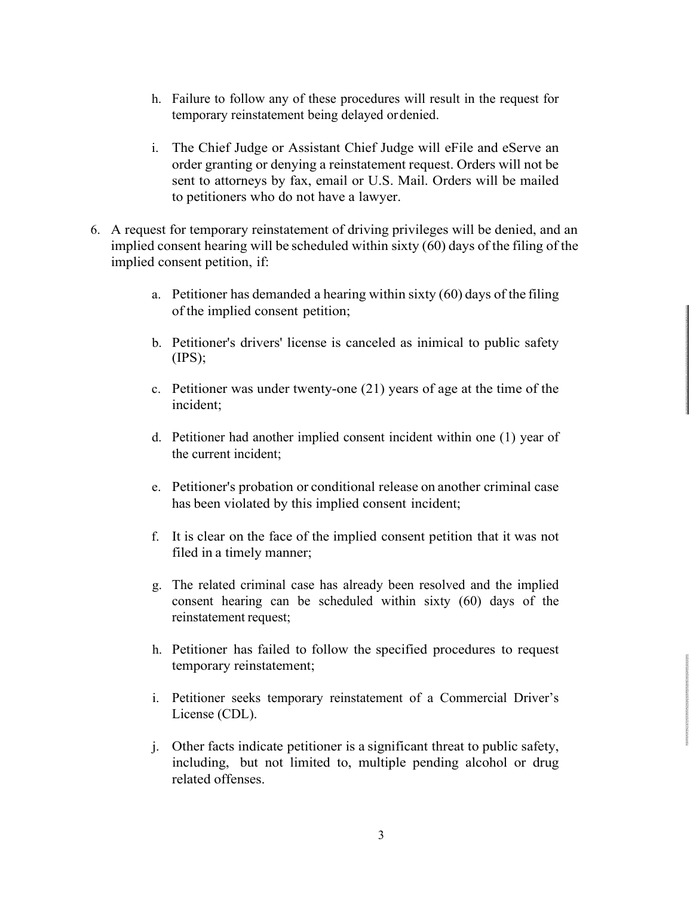h. Failure to follow any of these procedures will result in the request for temporary reinstatement being delayed or denied.

i. The Chief Judge or Assistant Chief Judge will eFile and eServe an order granting or denying a reinstatement request. Orders will not be sent to attorneys by fax, email or U.S. Mail. Orders will be mailed to petitioners who do not have a lawyer.

6. A request for temporary reinstatement of driving privileges will be denied, and an implied consent hearing will be scheduled within sixty (60) days of the filing of the implied consent petition, if:

   a. Petitioner has demanded a hearing within sixty (60) days of the filing of the implied consent petition;

   b. Petitioner's drivers' license is canceled as inimical to public safety (IPS);

   c. Petitioner was under twenty-one (21) years of age at the time of the incident;

   d. Petitioner had another implied consent incident within one (1) year of the current incident;

   e. Petitioner's probation or conditional release on another criminal case has been violated by this implied consent incident;

   f. It is clear on the face of the implied consent petition that it was not filed in a timely manner;

   g. The related criminal case has already been resolved and the implied consent hearing can be scheduled within sixty (60) days of the reinstatement request;

   h. Petitioner has failed to follow the specified procedures to request temporary reinstatement;

   i. Petitioner seeks temporary reinstatement of a Commercial Driver's License (CDL).

   j. Other facts indicate petitioner is a significant threat to public safety, including, but not limited to, multiple pending alcohol or drug related offenses.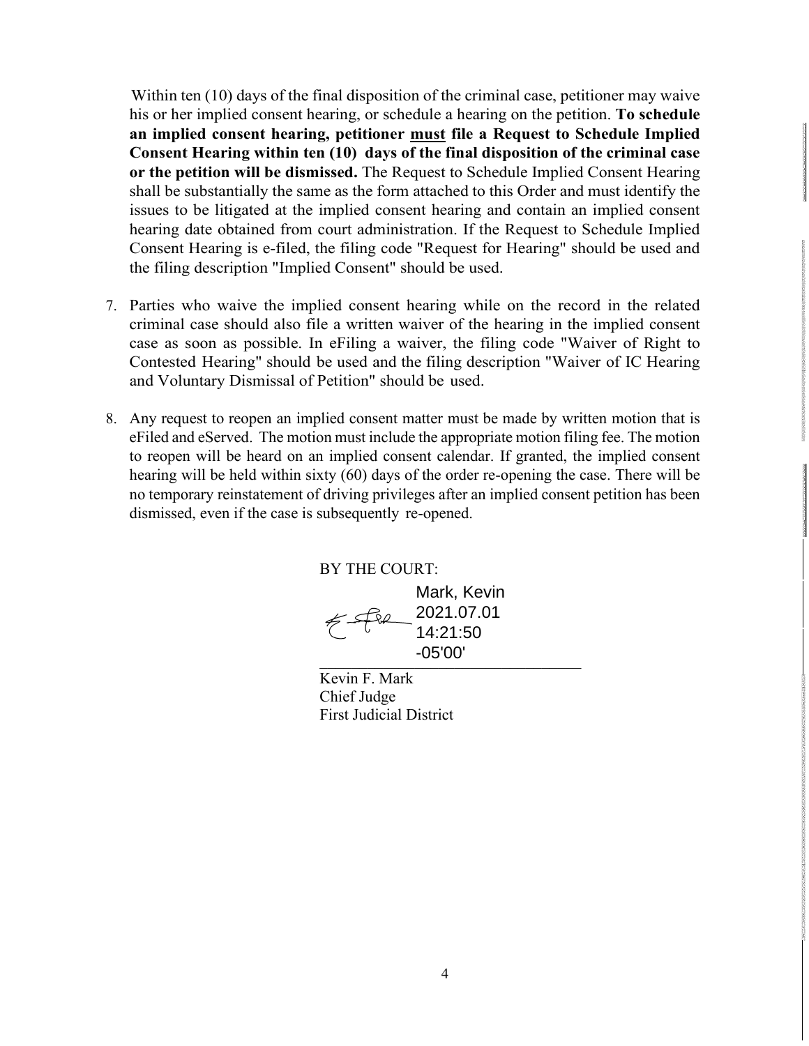Within ten (10) days of the final disposition of the criminal case, petitioner may waive his or her implied consent hearing, or schedule a hearing on the petition. **To schedule an implied consent hearing, petitioner <u>must</u> file a Request to Schedule Implied Consent Hearing within ten (10) days of the final disposition of the criminal case or the petition will be dismissed.** The Request to Schedule Implied Consent Hearing shall be substantially the same as the form attached to this Order and must identify the issues to be litigated at the implied consent hearing and contain an implied consent hearing date obtained from court administration. If the Request to Schedule Implied Consent Hearing is e-filed, the filing code "Request for Hearing" should be used and the filing description "Implied Consent" should be used.

7. Parties who waive the implied consent hearing while on the record in the related criminal case should also file a written waiver of the hearing in the implied consent case as soon as possible. In eFiling a waiver, the filing code "Waiver of Right to Contested Hearing" should be used and the filing description "Waiver of IC Hearing and Voluntary Dismissal of Petition" should be used.

8. Any request to reopen an implied consent matter must be made by written motion that is eFiled and eServed. The motion must include the appropriate motion filing fee. The motion to reopen will be heard on an implied consent calendar. If granted, the implied consent hearing will be held within sixty (60) days of the order re-opening the case. There will be no temporary reinstatement of driving privileges after an implied consent petition has been dismissed, even if the case is subsequently re-opened.

BY THE COURT:

Mark, Kevin
2021.07.01
14:21:50
-05'00'

Kevin F. Mark
Chief Judge
First Judicial District